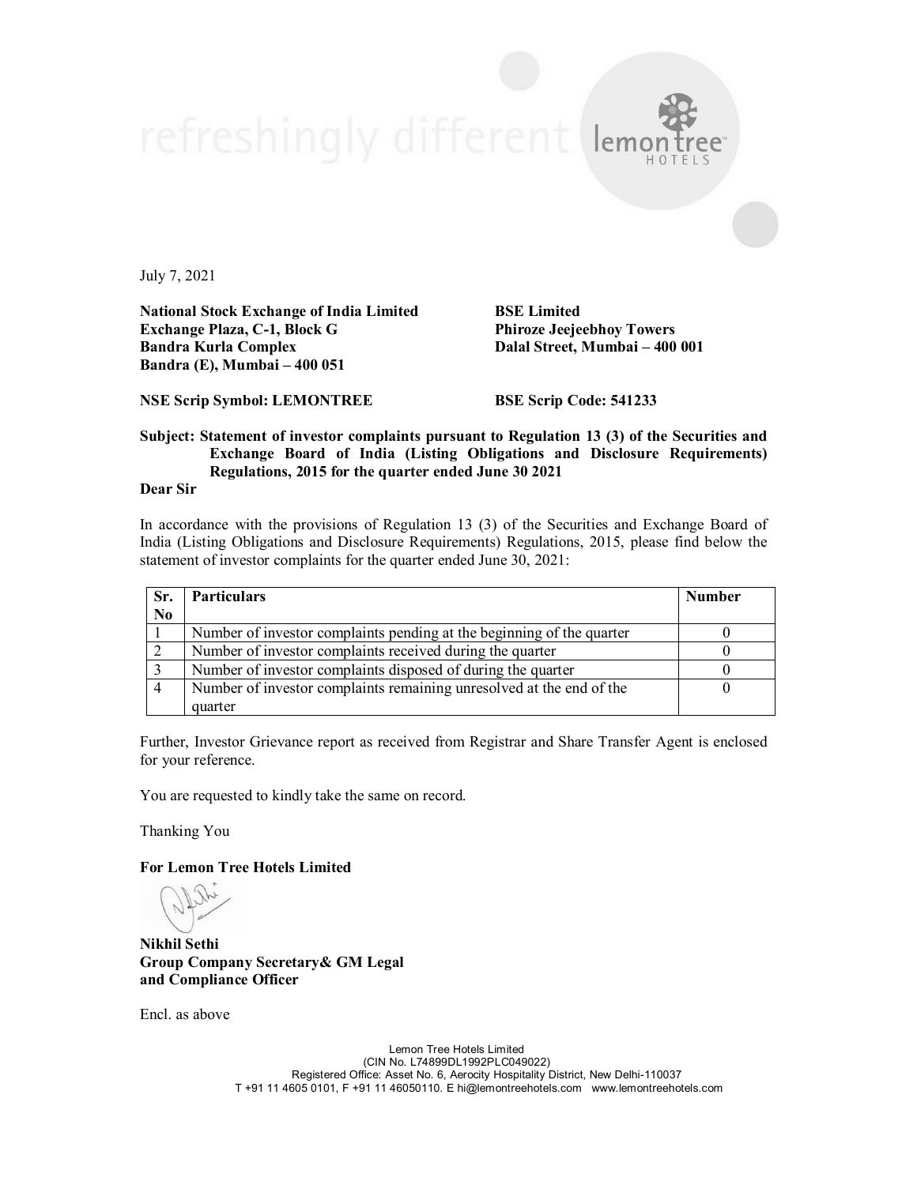July 7, 2021

**National Stock Exchange of India Limited**
**Exchange Plaza, C-1, Block G**
**Bandra Kurla Complex**
**Bandra (E), Mumbai – 400 051**

**BSE Limited**
**Phiroze Jeejeebhoy Towers**
**Dalal Street, Mumbai – 400 001**

**NSE Scrip Symbol: LEMONTREE**

**BSE Scrip Code: 541233**

**Subject: Statement of investor complaints pursuant to Regulation 13 (3) of the Securities and Exchange Board of India (Listing Obligations and Disclosure Requirements) Regulations, 2015 for the quarter ended June 30 2021**

**Dear Sir**

In accordance with the provisions of Regulation 13 (3) of the Securities and Exchange Board of India (Listing Obligations and Disclosure Requirements) Regulations, 2015, please find below the statement of investor complaints for the quarter ended June 30, 2021:

| Sr. No | Particulars | Number |
|---|---|---|
| 1 | Number of investor complaints pending at the beginning of the quarter | 0 |
| 2 | Number of investor complaints received during the quarter | 0 |
| 3 | Number of investor complaints disposed of during the quarter | 0 |
| 4 | Number of investor complaints remaining unresolved at the end of the quarter | 0 |

Further, Investor Grievance report as received from Registrar and Share Transfer Agent is enclosed for your reference.

You are requested to kindly take the same on record.

Thanking You

**For Lemon Tree Hotels Limited**

**Nikhil Sethi**
**Group Company Secretary& GM Legal and Compliance Officer**

Encl. as above

Lemon Tree Hotels Limited
(CIN No. L74899DL1992PLC049022)
Registered Office: Asset No. 6, Aerocity Hospitality District, New Delhi-110037
T +91 11 4605 0101, F +91 11 46050110. E hi@lemontreehotels.com www.lemontreehotels.com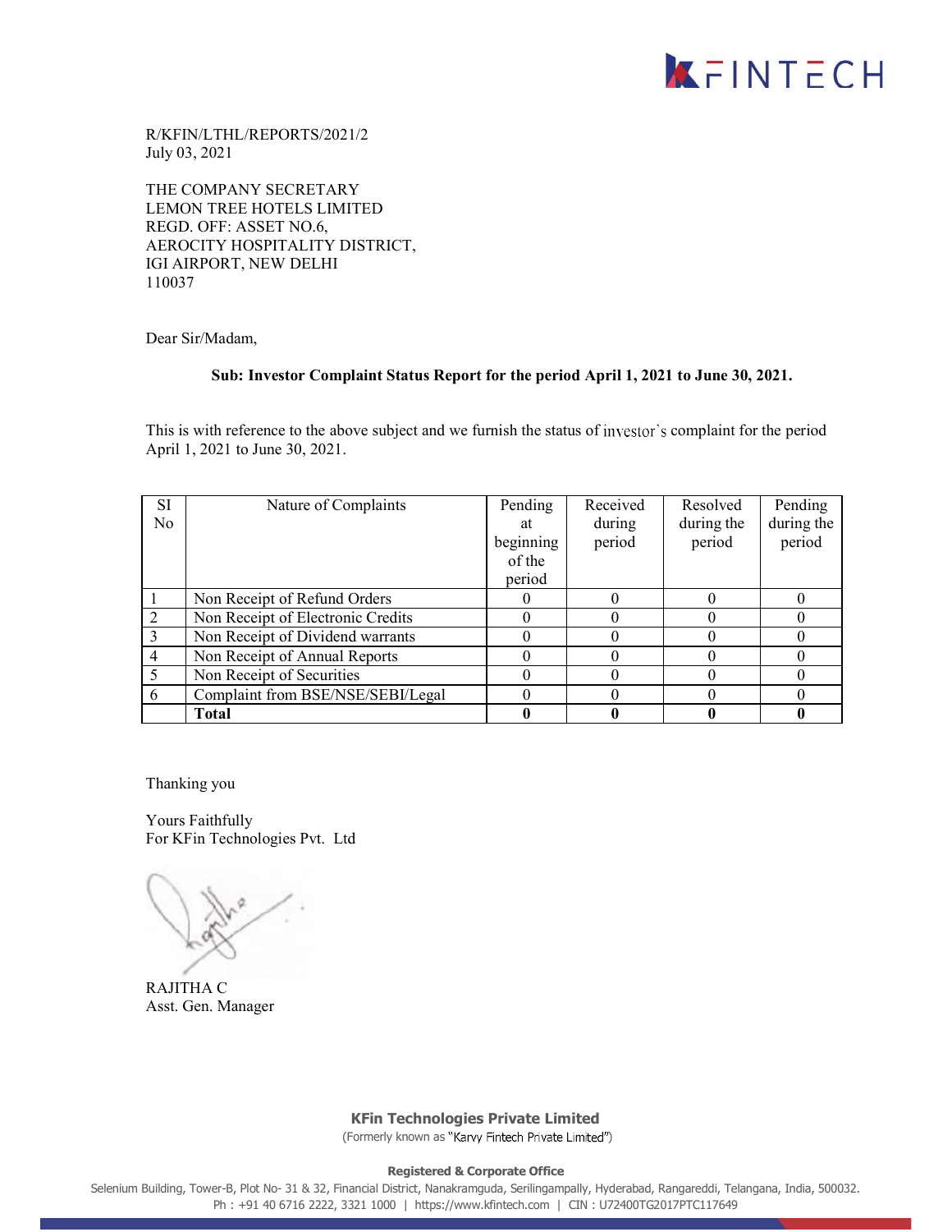KFINTECH

R/KFIN/LTHL/REPORTS/2021/2
July 03, 2021

THE COMPANY SECRETARY
LEMON TREE HOTELS LIMITED
REGD. OFF: ASSET NO.6,
AEROCITY HOSPITALITY DISTRICT,
IGI AIRPORT, NEW DELHI
110037

Dear Sir/Madam,

**Sub: Investor Complaint Status Report for the period April 1, 2021 to June 30, 2021.**

This is with reference to the above subject and we furnish the status of investor's complaint for the period April 1, 2021 to June 30, 2021.

| SI No | Nature of Complaints | Pending at beginning of the period | Received during period | Resolved during the period | Pending during the period |
|---|---|---|---|---|---|
| 1 | Non Receipt of Refund Orders | 0 | 0 | 0 | 0 |
| 2 | Non Receipt of Electronic Credits | 0 | 0 | 0 | 0 |
| 3 | Non Receipt of Dividend warrants | 0 | 0 | 0 | 0 |
| 4 | Non Receipt of Annual Reports | 0 | 0 | 0 | 0 |
| 5 | Non Receipt of Securities | 0 | 0 | 0 | 0 |
| 6 | Complaint from BSE/NSE/SEBI/Legal | 0 | 0 | 0 | 0 |
| | **Total** | **0** | **0** | **0** | **0** |

Thanking you

Yours Faithfully
For KFin Technologies Pvt. Ltd

RAJITHA C
Asst. Gen. Manager

**KFin Technologies Private Limited**
(Formerly known as "Karvy Fintech Private Limited")

**Registered & Corporate Office**
Selenium Building, Tower-B, Plot No- 31 & 32, Financial District, Nanakramguda, Serilingampally, Hyderabad, Rangareddi, Telangana, India, 500032.
Ph : +91 40 6716 2222, 3321 1000 | https://www.kfintech.com | CIN : U72400TG2017PTC117649